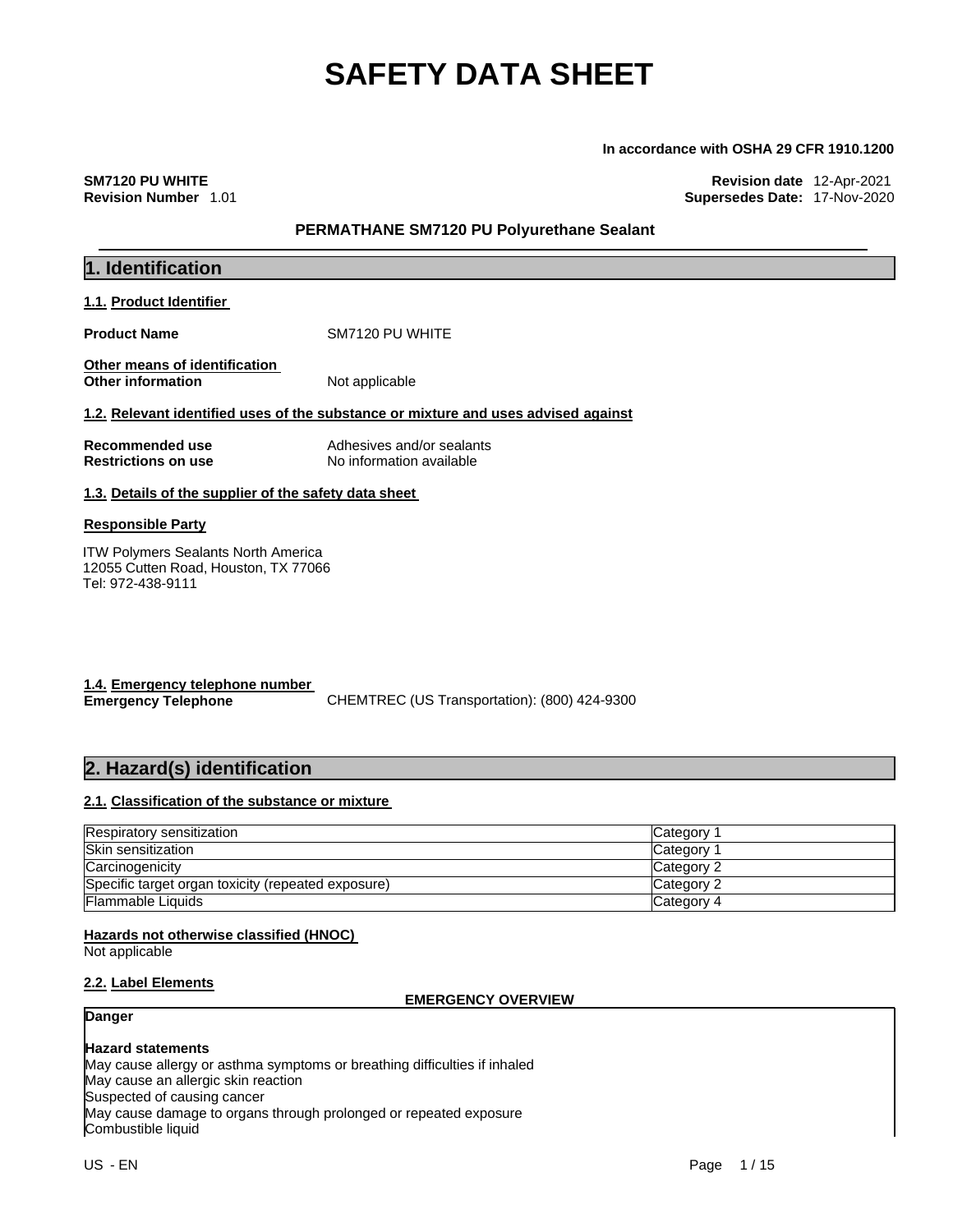# SAFETY DATA SHEET

**In accordance with OSHA 29 CFR 1910.1200**

**SM7120 PU WHITE**
**Revision Number** 1.01

**Revision date** 12-Apr-2021
**Supersedes Date:** 17-Nov-2020

**PERMATHANE SM7120 PU Polyurethane Sealant**

## 1. Identification

### 1.1. Product Identifier

**Product Name** SM7120 PU WHITE

**Other means of identification**
**Other information** Not applicable

### 1.2. Relevant identified uses of the substance or mixture and uses advised against

**Recommended use** Adhesives and/or sealants
**Restrictions on use** No information available

### 1.3. Details of the supplier of the safety data sheet

**Responsible Party**

ITW Polymers Sealants North America
12055 Cutten Road, Houston, TX 77066
Tel: 972-438-9111

### 1.4. Emergency telephone number

**Emergency Telephone** CHEMTREC (US Transportation): (800) 424-9300

## 2. Hazard(s) identification

### 2.1. Classification of the substance or mixture

| Hazard class | Category |
|---|---|
| Respiratory sensitization | Category 1 |
| Skin sensitization | Category 1 |
| Carcinogenicity | Category 2 |
| Specific target organ toxicity (repeated exposure) | Category 2 |
| Flammable Liquids | Category 4 |

**Hazards not otherwise classified (HNOC)**
Not applicable

### 2.2. Label Elements

**EMERGENCY OVERVIEW**

**Danger**

**Hazard statements**
May cause allergy or asthma symptoms or breathing difficulties if inhaled
May cause an allergic skin reaction
Suspected of causing cancer
May cause damage to organs through prolonged or repeated exposure
Combustible liquid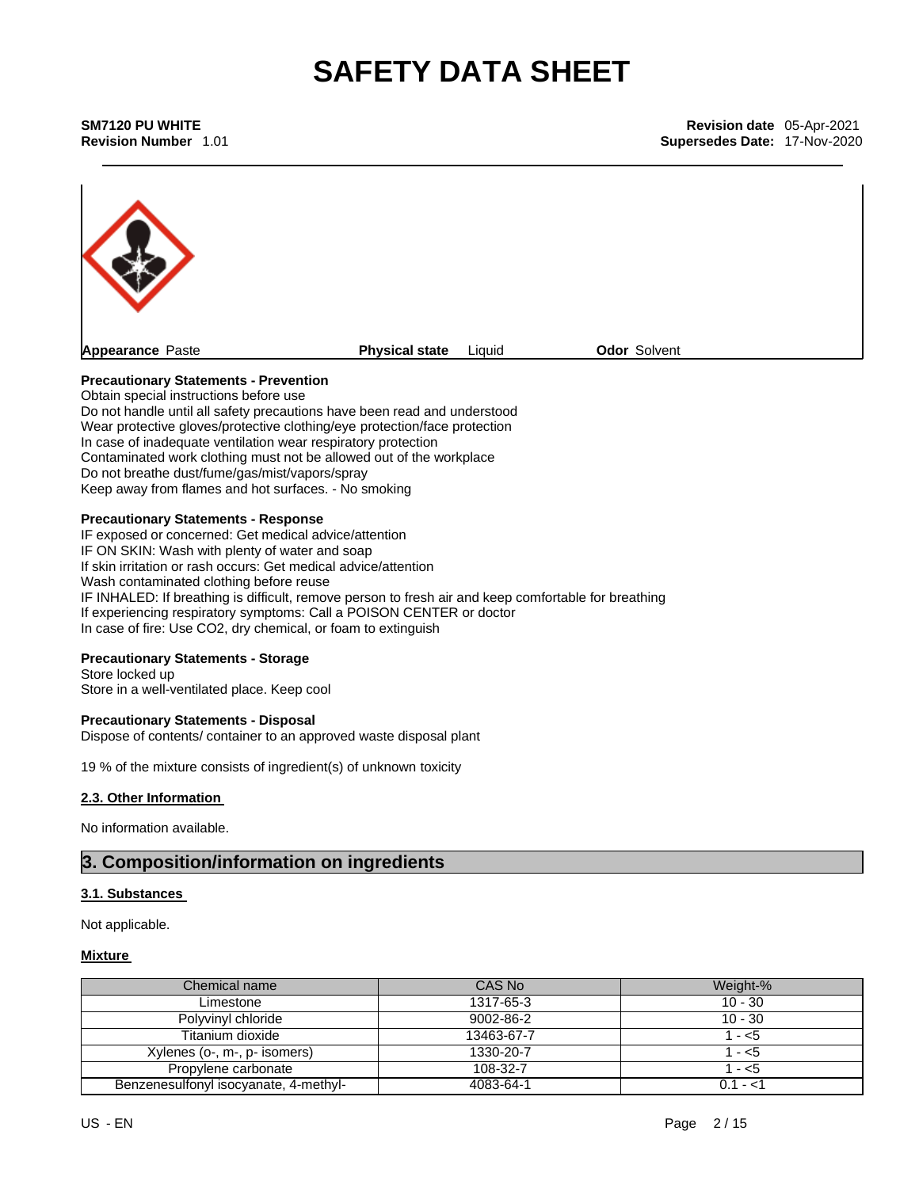**Appearance** Paste **Physical state** Liquid **Odor** Solvent

**Precautionary Statements - Prevention**
Obtain special instructions before use
Do not handle until all safety precautions have been read and understood
Wear protective gloves/protective clothing/eye protection/face protection
In case of inadequate ventilation wear respiratory protection
Contaminated work clothing must not be allowed out of the workplace
Do not breathe dust/fume/gas/mist/vapors/spray
Keep away from flames and hot surfaces. - No smoking

**Precautionary Statements - Response**
IF exposed or concerned: Get medical advice/attention
IF ON SKIN: Wash with plenty of water and soap
If skin irritation or rash occurs: Get medical advice/attention
Wash contaminated clothing before reuse
IF INHALED: If breathing is difficult, remove person to fresh air and keep comfortable for breathing
If experiencing respiratory symptoms: Call a POISON CENTER or doctor
In case of fire: Use CO2, dry chemical, or foam to extinguish

**Precautionary Statements - Storage**
Store locked up
Store in a well-ventilated place. Keep cool

**Precautionary Statements - Disposal**
Dispose of contents/ container to an approved waste disposal plant

19 % of the mixture consists of ingredient(s) of unknown toxicity

### 2.3. Other Information

No information available.

## 3. Composition/information on ingredients

### 3.1. Substances

Not applicable.

### Mixture

| Chemical name | CAS No | Weight-% |
|---|---|---|
| Limestone | 1317-65-3 | 10 - 30 |
| Polyvinyl chloride | 9002-86-2 | 10 - 30 |
| Titanium dioxide | 13463-67-7 | 1 - <5 |
| Xylenes (o-, m-, p- isomers) | 1330-20-7 | 1 - <5 |
| Propylene carbonate | 108-32-7 | 1 - <5 |
| Benzenesulfonyl isocyanate, 4-methyl- | 4083-64-1 | 0.1 - <1 |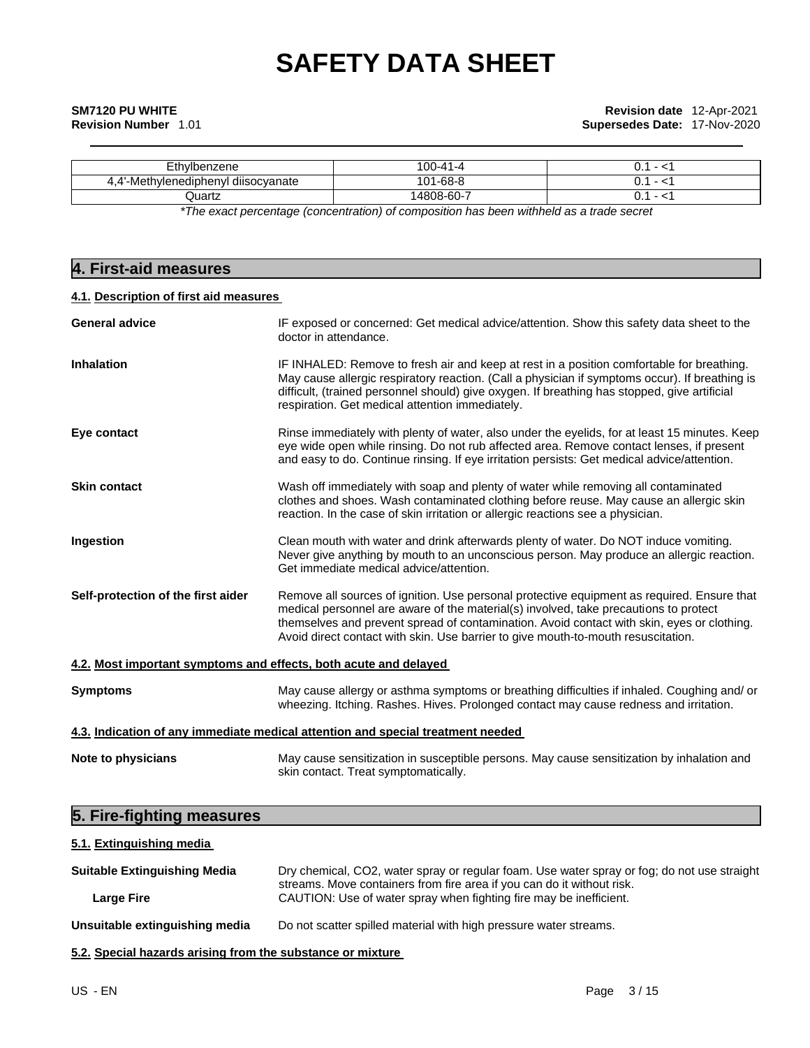| Ethylbenzene | 100-41-4 | 0.1 - <1 |
|---|---|---|
| 4,4'-Methylenediphenyl diisocyanate | 101-68-8 | 0.1 - <1 |
| Quartz | 14808-60-7 | 0.1 - <1 |

*The exact percentage (concentration) of composition has been withheld as a trade secret*

## 4. First-aid measures

### 4.1. Description of first aid measures

**General advice** IF exposed or concerned: Get medical advice/attention. Show this safety data sheet to the doctor in attendance.

**Inhalation** IF INHALED: Remove to fresh air and keep at rest in a position comfortable for breathing. May cause allergic respiratory reaction. (Call a physician if symptoms occur). If breathing is difficult, (trained personnel should) give oxygen. If breathing has stopped, give artificial respiration. Get medical attention immediately.

**Eye contact** Rinse immediately with plenty of water, also under the eyelids, for at least 15 minutes. Keep eye wide open while rinsing. Do not rub affected area. Remove contact lenses, if present and easy to do. Continue rinsing. If eye irritation persists: Get medical advice/attention.

**Skin contact** Wash off immediately with soap and plenty of water while removing all contaminated clothes and shoes. Wash contaminated clothing before reuse. May cause an allergic skin reaction. In the case of skin irritation or allergic reactions see a physician.

**Ingestion** Clean mouth with water and drink afterwards plenty of water. Do NOT induce vomiting. Never give anything by mouth to an unconscious person. May produce an allergic reaction. Get immediate medical advice/attention.

**Self-protection of the first aider** Remove all sources of ignition. Use personal protective equipment as required. Ensure that medical personnel are aware of the material(s) involved, take precautions to protect themselves and prevent spread of contamination. Avoid contact with skin, eyes or clothing. Avoid direct contact with skin. Use barrier to give mouth-to-mouth resuscitation.

### 4.2. Most important symptoms and effects, both acute and delayed

**Symptoms** May cause allergy or asthma symptoms or breathing difficulties if inhaled. Coughing and/ or wheezing. Itching. Rashes. Hives. Prolonged contact may cause redness and irritation.

### 4.3. Indication of any immediate medical attention and special treatment needed

**Note to physicians** May cause sensitization in susceptible persons. May cause sensitization by inhalation and skin contact. Treat symptomatically.

## 5. Fire-fighting measures

### 5.1. Extinguishing media

**Suitable Extinguishing Media** Dry chemical, CO2, water spray or regular foam. Use water spray or fog; do not use straight streams. Move containers from fire area if you can do it without risk.

**Large Fire** CAUTION: Use of water spray when fighting fire may be inefficient.

**Unsuitable extinguishing media** Do not scatter spilled material with high pressure water streams.

### 5.2. Special hazards arising from the substance or mixture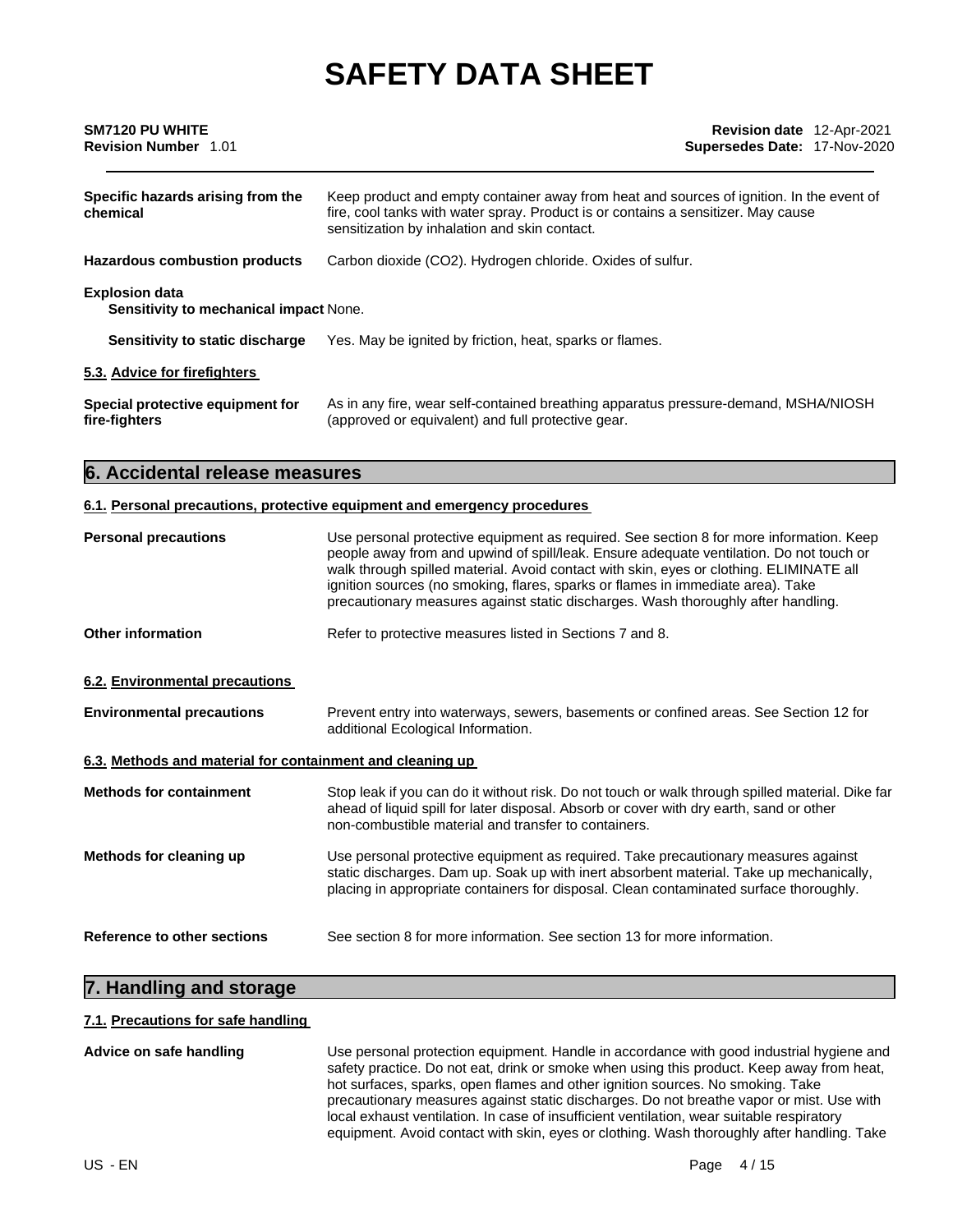**Specific hazards arising from the chemical** Keep product and empty container away from heat and sources of ignition. In the event of fire, cool tanks with water spray. Product is or contains a sensitizer. May cause sensitization by inhalation and skin contact.

**Hazardous combustion products** Carbon dioxide ($CO_2$). Hydrogen chloride. Oxides of sulfur.

**Explosion data**

**Sensitivity to mechanical impact** None.

**Sensitivity to static discharge** Yes. May be ignited by friction, heat, sparks or flames.

### 5.3. Advice for firefighters

**Special protective equipment for fire-fighters** As in any fire, wear self-contained breathing apparatus pressure-demand, MSHA/NIOSH (approved or equivalent) and full protective gear.

## 6. Accidental release measures

### 6.1. Personal precautions, protective equipment and emergency procedures

**Personal precautions** Use personal protective equipment as required. See section 8 for more information. Keep people away from and upwind of spill/leak. Ensure adequate ventilation. Do not touch or walk through spilled material. Avoid contact with skin, eyes or clothing. ELIMINATE all ignition sources (no smoking, flares, sparks or flames in immediate area). Take precautionary measures against static discharges. Wash thoroughly after handling.

**Other information** Refer to protective measures listed in Sections 7 and 8.

### 6.2. Environmental precautions

**Environmental precautions** Prevent entry into waterways, sewers, basements or confined areas. See Section 12 for additional Ecological Information.

### 6.3. Methods and material for containment and cleaning up

**Methods for containment** Stop leak if you can do it without risk. Do not touch or walk through spilled material. Dike far ahead of liquid spill for later disposal. Absorb or cover with dry earth, sand or other non-combustible material and transfer to containers.

**Methods for cleaning up** Use personal protective equipment as required. Take precautionary measures against static discharges. Dam up. Soak up with inert absorbent material. Take up mechanically, placing in appropriate containers for disposal. Clean contaminated surface thoroughly.

**Reference to other sections** See section 8 for more information. See section 13 for more information.

## 7. Handling and storage

### 7.1. Precautions for safe handling

**Advice on safe handling** Use personal protection equipment. Handle in accordance with good industrial hygiene and safety practice. Do not eat, drink or smoke when using this product. Keep away from heat, hot surfaces, sparks, open flames and other ignition sources. No smoking. Take precautionary measures against static discharges. Do not breathe vapor or mist. Use with local exhaust ventilation. In case of insufficient ventilation, wear suitable respiratory equipment. Avoid contact with skin, eyes or clothing. Wash thoroughly after handling. Take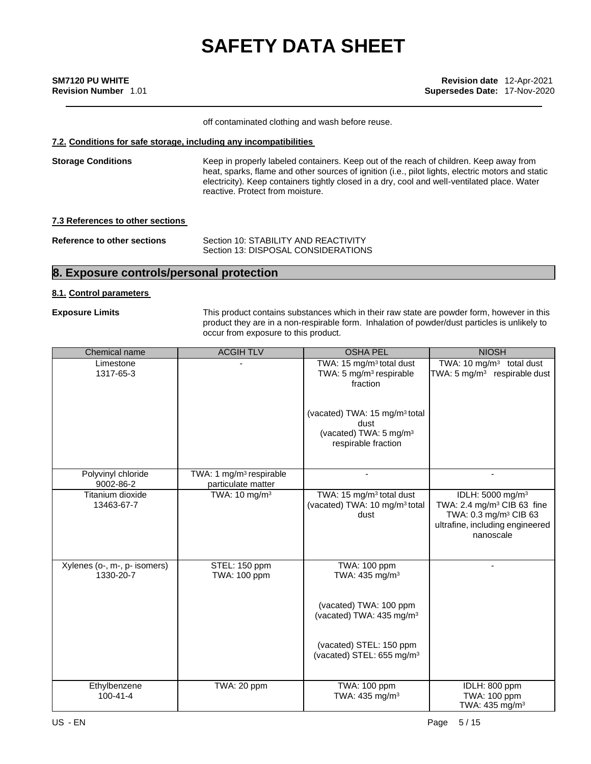off contaminated clothing and wash before reuse.

#### 7.2. Conditions for safe storage, including any incompatibilities

**Storage Conditions**

Keep in properly labeled containers. Keep out of the reach of children. Keep away from heat, sparks, flame and other sources of ignition (i.e., pilot lights, electric motors and static electricity). Keep containers tightly closed in a dry, cool and well-ventilated place. Water reactive. Protect from moisture.

#### 7.3 References to other sections

**Reference to other sections**

Section 10: STABILITY AND REACTIVITY
Section 13: DISPOSAL CONSIDERATIONS

## 8. Exposure controls/personal protection

#### 8.1. Control parameters

**Exposure Limits**

This product contains substances which in their raw state are powder form, however in this product they are in a non-respirable form. Inhalation of powder/dust particles is unlikely to occur from exposure to this product.

| Chemical name | ACGIH TLV | OSHA PEL | NIOSH |
|---|---|---|---|
| Limestone 1317-65-3 | - | TWA: 15 mg/m³ total dust<br>TWA: 5 mg/m³ respirable fraction<br><br>(vacated) TWA: 15 mg/m³ total dust<br>(vacated) TWA: 5 mg/m³ respirable fraction | TWA: 10 mg/m³ total dust<br>TWA: 5 mg/m³ respirable dust |
| Polyvinyl chloride 9002-86-2 | TWA: 1 mg/m³ respirable particulate matter | - | - |
| Titanium dioxide 13463-67-7 | TWA: 10 mg/m³ | TWA: 15 mg/m³ total dust<br>(vacated) TWA: 10 mg/m³ total dust | IDLH: 5000 mg/m³<br>TWA: 2.4 mg/m³ CIB 63 fine<br>TWA: 0.3 mg/m³ CIB 63 ultrafine, including engineered nanoscale |
| Xylenes (o-, m-, p- isomers) 1330-20-7 | STEL: 150 ppm<br>TWA: 100 ppm | TWA: 100 ppm<br>TWA: 435 mg/m³<br><br>(vacated) TWA: 100 ppm<br>(vacated) TWA: 435 mg/m³<br><br>(vacated) STEL: 150 ppm<br>(vacated) STEL: 655 mg/m³ | - |
| Ethylbenzene 100-41-4 | TWA: 20 ppm | TWA: 100 ppm<br>TWA: 435 mg/m³ | IDLH: 800 ppm<br>TWA: 100 ppm<br>TWA: 435 mg/m³ |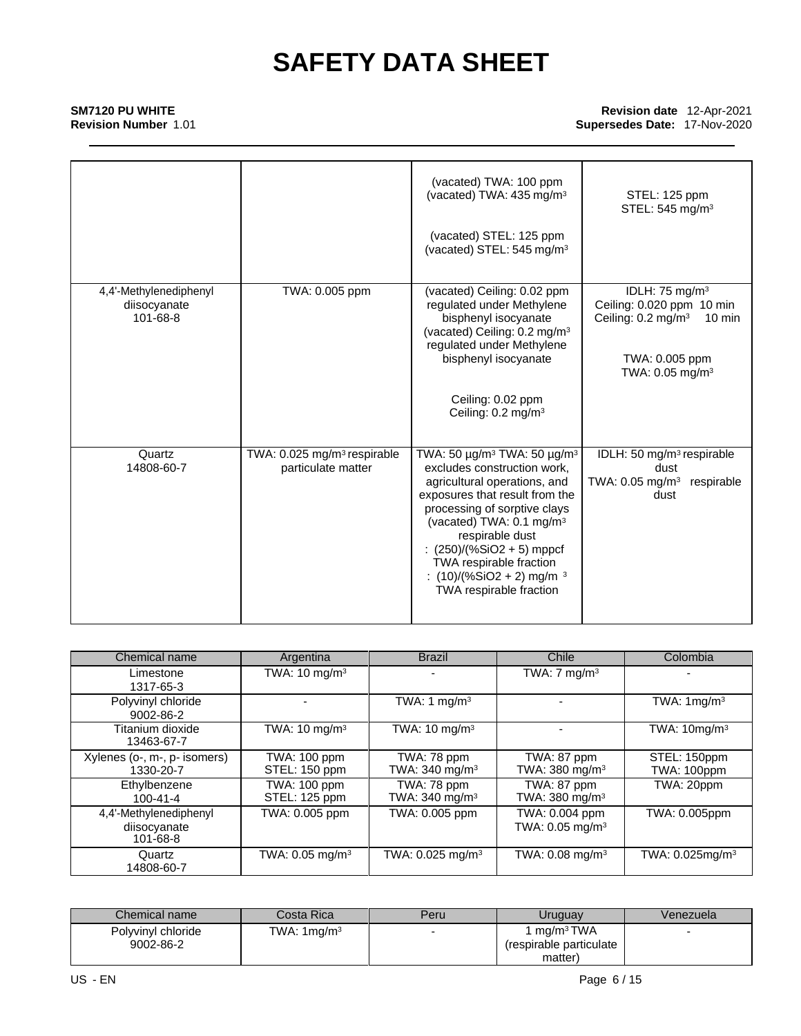| | | | |
|---|---|---|---|
| | | (vacated) TWA: 100 ppm<br>(vacated) TWA: 435 mg/m³<br><br>(vacated) STEL: 125 ppm<br>(vacated) STEL: 545 mg/m³ | STEL: 125 ppm<br>STEL: 545 mg/m³ |
| 4,4'-Methylenediphenyl diisocyanate<br>101-68-8 | TWA: 0.005 ppm | (vacated) Ceiling: 0.02 ppm regulated under Methylene bisphenyl isocyanate<br>(vacated) Ceiling: 0.2 mg/m³ regulated under Methylene bisphenyl isocyanate<br><br>Ceiling: 0.02 ppm<br>Ceiling: 0.2 mg/m³ | IDLH: 75 mg/m³<br>Ceiling: 0.020 ppm 10 min<br>Ceiling: 0.2 mg/m³ 10 min<br><br>TWA: 0.005 ppm<br>TWA: 0.05 mg/m³ |
| Quartz<br>14808-60-7 | TWA: 0.025 mg/m³ respirable particulate matter | TWA: 50 µg/m³ TWA: 50 µg/m³ excludes construction work, agricultural operations, and exposures that result from the processing of sorptive clays<br>(vacated) TWA: 0.1 mg/m³ respirable dust<br>: (250)/(%SiO2 + 5) mppcf TWA respirable fraction<br>: (10)/(%SiO2 + 2) mg/m ³ TWA respirable fraction | IDLH: 50 mg/m³ respirable dust<br>TWA: 0.05 mg/m³ respirable dust |

| Chemical name | Argentina | Brazil | Chile | Colombia |
|---|---|---|---|---|
| Limestone<br>1317-65-3 | TWA: 10 mg/m³ | - | TWA: 7 mg/m³ | - |
| Polyvinyl chloride<br>9002-86-2 | - | TWA: 1 mg/m³ | - | TWA: 1mg/m³ |
| Titanium dioxide<br>13463-67-7 | TWA: 10 mg/m³ | TWA: 10 mg/m³ | - | TWA: 10mg/m³ |
| Xylenes (o-, m-, p- isomers)<br>1330-20-7 | TWA: 100 ppm<br>STEL: 150 ppm | TWA: 78 ppm<br>TWA: 340 mg/m³ | TWA: 87 ppm<br>TWA: 380 mg/m³ | STEL: 150ppm<br>TWA: 100ppm |
| Ethylbenzene<br>100-41-4 | TWA: 100 ppm<br>STEL: 125 ppm | TWA: 78 ppm<br>TWA: 340 mg/m³ | TWA: 87 ppm<br>TWA: 380 mg/m³ | TWA: 20ppm |
| 4,4'-Methylenediphenyl diisocyanate<br>101-68-8 | TWA: 0.005 ppm | TWA: 0.005 ppm | TWA: 0.004 ppm<br>TWA: 0.05 mg/m³ | TWA: 0.005ppm |
| Quartz<br>14808-60-7 | TWA: 0.05 mg/m³ | TWA: 0.025 mg/m³ | TWA: 0.08 mg/m³ | TWA: 0.025mg/m³ |

| Chemical name | Costa Rica | Peru | Uruguay | Venezuela |
|---|---|---|---|---|
| Polyvinyl chloride<br>9002-86-2 | TWA: 1mg/m³ | - | 1 mg/m³ TWA (respirable particulate matter) | - |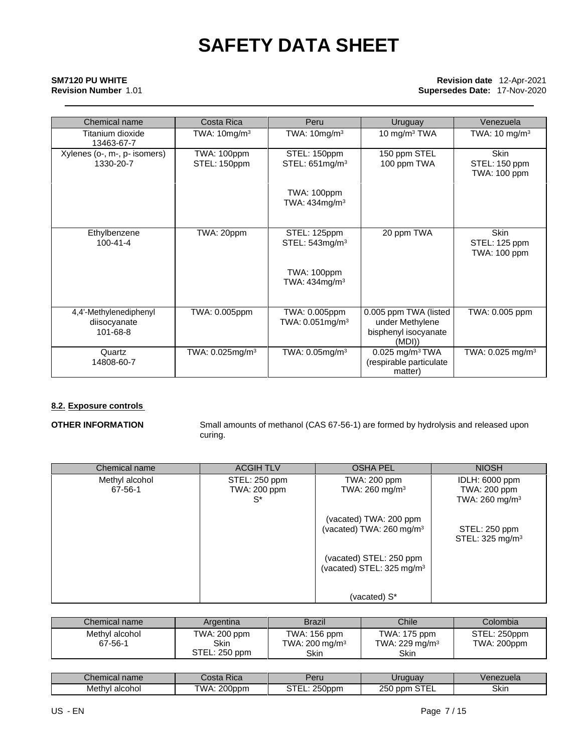| Chemical name | Costa Rica | Peru | Uruguay | Venezuela |
|---|---|---|---|---|
| Titanium dioxide<br>13463-67-7 | TWA: 10mg/m³ | TWA: 10mg/m³ | 10 mg/m³ TWA | TWA: 10 mg/m³ |
| Xylenes (o-, m-, p- isomers)<br>1330-20-7 | TWA: 100ppm<br>STEL: 150ppm | STEL: 150ppm<br>STEL: 651mg/m³<br><br>TWA: 100ppm<br>TWA: 434mg/m³ | 150 ppm STEL<br>100 ppm TWA | Skin<br>STEL: 150 ppm<br>TWA: 100 ppm |
| Ethylbenzene<br>100-41-4 | TWA: 20ppm | STEL: 125ppm<br>STEL: 543mg/m³<br><br>TWA: 100ppm<br>TWA: 434mg/m³ | 20 ppm TWA | Skin<br>STEL: 125 ppm<br>TWA: 100 ppm |
| 4,4'-Methylenediphenyl diisocyanate<br>101-68-8 | TWA: 0.005ppm | TWA: 0.005ppm<br>TWA: 0.051mg/m³ | 0.005 ppm TWA (listed under Methylene bisphenyl isocyanate (MDI)) | TWA: 0.005 ppm |
| Quartz<br>14808-60-7 | TWA: 0.025mg/m³ | TWA: 0.05mg/m³ | 0.025 mg/m³ TWA (respirable particulate matter) | TWA: 0.025 mg/m³ |

#### 8.2. Exposure controls

**OTHER INFORMATION**

Small amounts of methanol (CAS 67-56-1) are formed by hydrolysis and released upon curing.

| Chemical name | ACGIH TLV | OSHA PEL | NIOSH |
|---|---|---|---|
| Methyl alcohol<br>67-56-1 | STEL: 250 ppm<br>TWA: 200 ppm<br>S* | TWA: 200 ppm<br>TWA: 260 mg/m³<br><br>(vacated) TWA: 200 ppm<br>(vacated) TWA: 260 mg/m³<br><br>(vacated) STEL: 250 ppm<br>(vacated) STEL: 325 mg/m³<br><br>(vacated) S* | IDLH: 6000 ppm<br>TWA: 200 ppm<br>TWA: 260 mg/m³<br><br>STEL: 250 ppm<br>STEL: 325 mg/m³ |

| Chemical name | Argentina | Brazil | Chile | Colombia |
|---|---|---|---|---|
| Methyl alcohol<br>67-56-1 | TWA: 200 ppm<br>Skin<br>STEL: 250 ppm | TWA: 156 ppm<br>TWA: 200 mg/m³<br>Skin | TWA: 175 ppm<br>TWA: 229 mg/m³<br>Skin | STEL: 250ppm<br>TWA: 200ppm |

| Chemical name | Costa Rica | Peru | Uruguay | Venezuela |
|---|---|---|---|---|
| Methyl alcohol | TWA: 200ppm | STEL: 250ppm | 250 ppm STEL | Skin |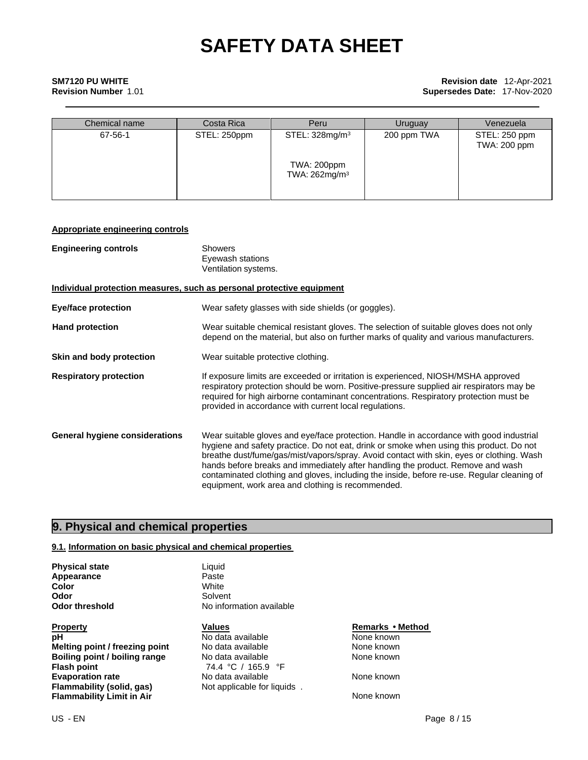| Chemical name | Costa Rica | Peru | Uruguay | Venezuela |
|---|---|---|---|---|
| 67-56-1 | STEL: 250ppm | STEL: 328mg/m³<br><br>TWA: 200ppm<br>TWA: 262mg/m³ | 200 ppm TWA | STEL: 250 ppm<br>TWA: 200 ppm |

**Appropriate engineering controls**

**Engineering controls**
Showers
Eyewash stations
Ventilation systems.

**Individual protection measures, such as personal protective equipment**

**Eye/face protection** Wear safety glasses with side shields (or goggles).

**Hand protection** Wear suitable chemical resistant gloves. The selection of suitable gloves does not only depend on the material, but also on further marks of quality and various manufacturers.

**Skin and body protection** Wear suitable protective clothing.

**Respiratory protection** If exposure limits are exceeded or irritation is experienced, NIOSH/MSHA approved respiratory protection should be worn. Positive-pressure supplied air respirators may be required for high airborne contaminant concentrations. Respiratory protection must be provided in accordance with current local regulations.

**General hygiene considerations** Wear suitable gloves and eye/face protection. Handle in accordance with good industrial hygiene and safety practice. Do not eat, drink or smoke when using this product. Do not breathe dust/fume/gas/mist/vapors/spray. Avoid contact with skin, eyes or clothing. Wash hands before breaks and immediately after handling the product. Remove and wash contaminated clothing and gloves, including the inside, before re-use. Regular cleaning of equipment, work area and clothing is recommended.

## 9. Physical and chemical properties

### 9.1. Information on basic physical and chemical properties

**Physical state** Liquid
**Appearance** Paste
**Color** White
**Odor** Solvent
**Odor threshold** No information available

| Property | Values | Remarks • Method |
|---|---|---|
| **pH** | No data available | None known |
| **Melting point / freezing point** | No data available | None known |
| **Boiling point / boiling range** | No data available | None known |
| **Flash point** | 74.4 °C / 165.9 °F | |
| **Evaporation rate** | No data available | None known |
| **Flammability (solid, gas)** | Not applicable for liquids . | |
| **Flammability Limit in Air** | | None known |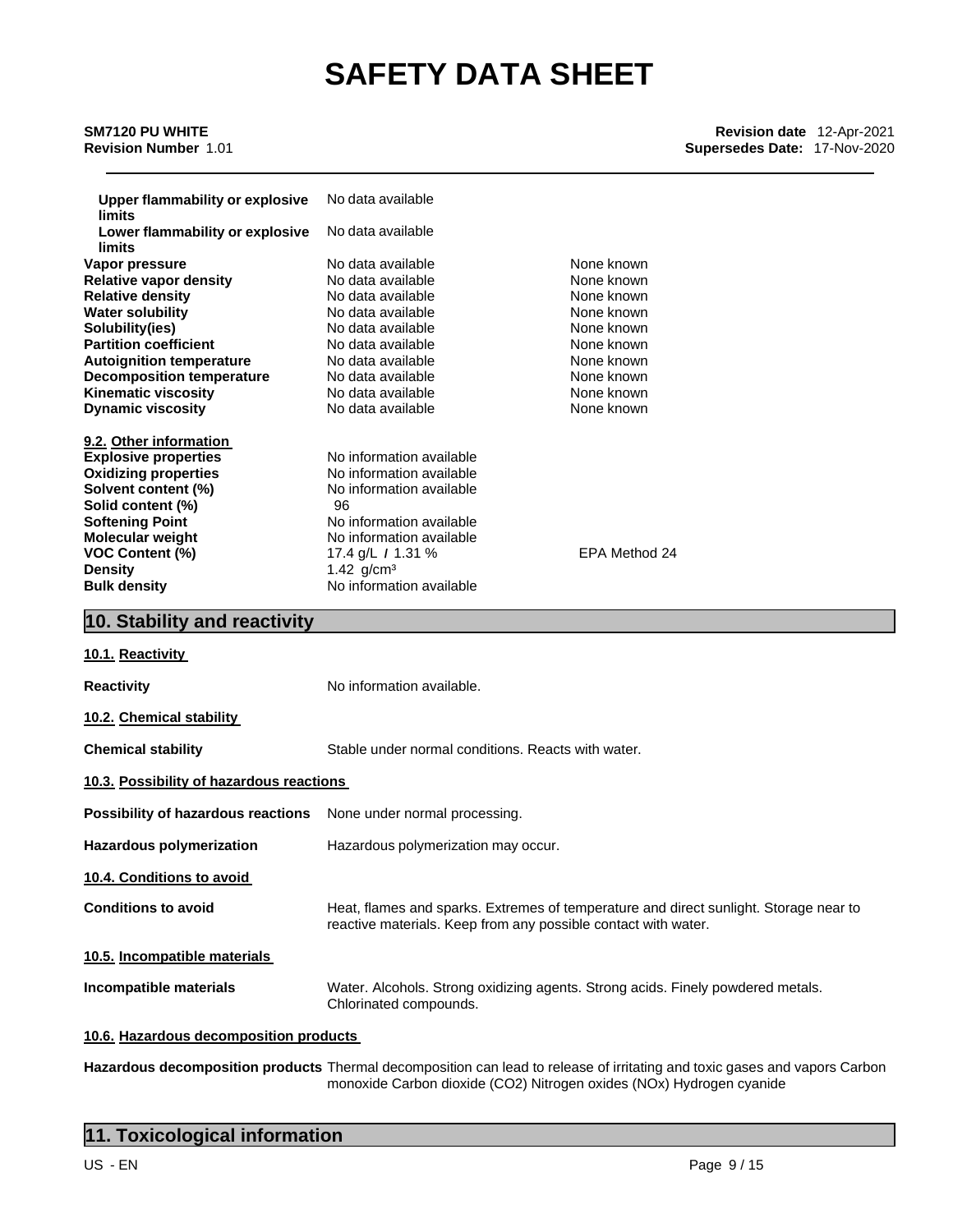| | | |
|---|---|---|
| **Upper flammability or explosive limits** | No data available | |
| **Lower flammability or explosive limits** | No data available | |
| **Vapor pressure** | No data available | None known |
| **Relative vapor density** | No data available | None known |
| **Relative density** | No data available | None known |
| **Water solubility** | No data available | None known |
| **Solubility(ies)** | No data available | None known |
| **Partition coefficient** | No data available | None known |
| **Autoignition temperature** | No data available | None known |
| **Decomposition temperature** | No data available | None known |
| **Kinematic viscosity** | No data available | None known |
| **Dynamic viscosity** | No data available | None known |

**9.2. Other information**

| | | |
|---|---|---|
| **Explosive properties** | No information available | |
| **Oxidizing properties** | No information available | |
| **Solvent content (%)** | No information available | |
| **Solid content (%)** | 96 | |
| **Softening Point** | No information available | |
| **Molecular weight** | No information available | |
| **VOC Content (%)** | 17.4 g/L / 1.31 % | EPA Method 24 |
| **Density** | 1.42 g/cm³ | |
| **Bulk density** | No information available | |

## 10. Stability and reactivity

**10.1. Reactivity**

**Reactivity** No information available.

**10.2. Chemical stability**

**Chemical stability** Stable under normal conditions. Reacts with water.

**10.3. Possibility of hazardous reactions**

**Possibility of hazardous reactions** None under normal processing.

**Hazardous polymerization** Hazardous polymerization may occur.

**10.4. Conditions to avoid**

**Conditions to avoid** Heat, flames and sparks. Extremes of temperature and direct sunlight. Storage near to reactive materials. Keep from any possible contact with water.

**10.5. Incompatible materials**

**Incompatible materials** Water. Alcohols. Strong oxidizing agents. Strong acids. Finely powdered metals. Chlorinated compounds.

**10.6. Hazardous decomposition products**

**Hazardous decomposition products** Thermal decomposition can lead to release of irritating and toxic gases and vapors Carbon monoxide Carbon dioxide ($CO_2$) Nitrogen oxides ($NO_x$) Hydrogen cyanide

## 11. Toxicological information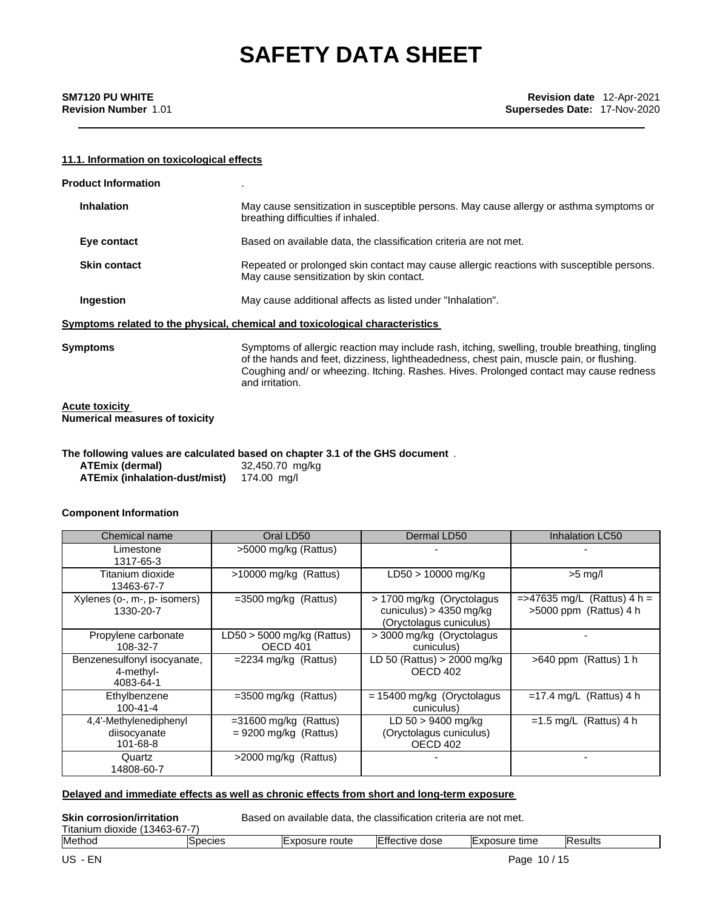# SAFETY DATA SHEET

**SM7120 PU WHITE**
**Revision Number** 1.01

**Revision date** 12-Apr-2021
**Supersedes Date:** 17-Nov-2020

## 11.1. Information on toxicological effects

**Product Information** .

**Inhalation** May cause sensitization in susceptible persons. May cause allergy or asthma symptoms or breathing difficulties if inhaled.

**Eye contact** Based on available data, the classification criteria are not met.

**Skin contact** Repeated or prolonged skin contact may cause allergic reactions with susceptible persons. May cause sensitization by skin contact.

**Ingestion** May cause additional affects as listed under "Inhalation".

**Symptoms related to the physical, chemical and toxicological characteristics**

**Symptoms** Symptoms of allergic reaction may include rash, itching, swelling, trouble breathing, tingling of the hands and feet, dizziness, lightheadedness, chest pain, muscle pain, or flushing. Coughing and/ or wheezing. Itching. Rashes. Hives. Prolonged contact may cause redness and irritation.

**Acute toxicity**
**Numerical measures of toxicity**

**The following values are calculated based on chapter 3.1 of the GHS document** .

| | |
|---|---|
| **ATEmix (dermal)** | 32,450.70 mg/kg |
| **ATEmix (inhalation-dust/mist)** | 174.00 mg/l |

**Component Information**

| Chemical name | Oral LD50 | Dermal LD50 | Inhalation LC50 |
|---|---|---|---|
| Limestone<br>1317-65-3 | >5000 mg/kg (Rattus) | - | - |
| Titanium dioxide<br>13463-67-7 | >10000 mg/kg (Rattus) | LD50 > 10000 mg/Kg | >5 mg/l |
| Xylenes (o-, m-, p- isomers)<br>1330-20-7 | =3500 mg/kg (Rattus) | > 1700 mg/kg (Oryctolagus cuniculus) > 4350 mg/kg (Oryctolagus cuniculus) | =>47635 mg/L (Rattus) 4 h = >5000 ppm (Rattus) 4 h |
| Propylene carbonate<br>108-32-7 | LD50 > 5000 mg/kg (Rattus) OECD 401 | > 3000 mg/kg (Oryctolagus cuniculus) | - |
| Benzenesulfonyl isocyanate, 4-methyl-<br>4083-64-1 | =2234 mg/kg (Rattus) | LD 50 (Rattus) > 2000 mg/kg OECD 402 | >640 ppm (Rattus) 1 h |
| Ethylbenzene<br>100-41-4 | =3500 mg/kg (Rattus) | = 15400 mg/kg (Oryctolagus cuniculus) | =17.4 mg/L (Rattus) 4 h |
| 4,4'-Methylenediphenyl diisocyanate<br>101-68-8 | =31600 mg/kg (Rattus)<br>= 9200 mg/kg (Rattus) | LD 50 > 9400 mg/kg (Oryctolagus cuniculus) OECD 402 | =1.5 mg/L (Rattus) 4 h |
| Quartz<br>14808-60-7 | >2000 mg/kg (Rattus) | - | - |

**Delayed and immediate effects as well as chronic effects from short and long-term exposure**

**Skin corrosion/irritation** Based on available data, the classification criteria are not met.

Titanium dioxide (13463-67-7)

| Method | Species | Exposure route | Effective dose | Exposure time | Results |
|---|---|---|---|---|---|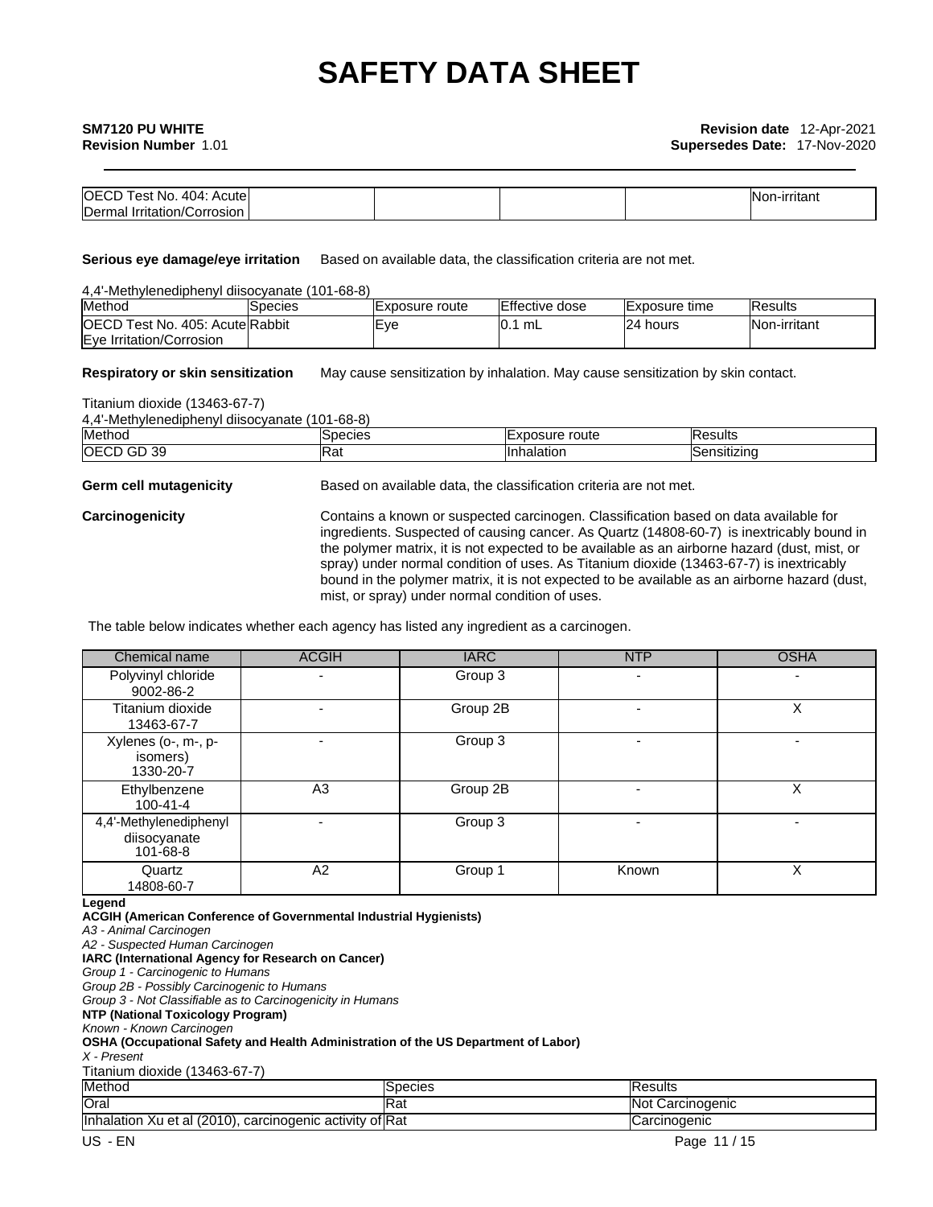| OECD Test No. 404: Acute Dermal Irritation/Corrosion | | | | | Non-irritant |
|---|---|---|---|---|---|

**Serious eye damage/eye irritation** Based on available data, the classification criteria are not met.

4,4'-Methylenediphenyl diisocyanate (101-68-8)

| Method | Species | Exposure route | Effective dose | Exposure time | Results |
|---|---|---|---|---|---|
| OECD Test No. 405: Acute Eye Irritation/Corrosion | Rabbit | Eye | 0.1 mL | 24 hours | Non-irritant |

**Respiratory or skin sensitization** May cause sensitization by inhalation. May cause sensitization by skin contact.

Titanium dioxide (13463-67-7)

4,4'-Methylenediphenyl diisocyanate (101-68-8)

| Method | Species | Exposure route | Results |
|---|---|---|---|
| OECD GD 39 | Rat | Inhalation | Sensitizing |

**Germ cell mutagenicity** Based on available data, the classification criteria are not met.

**Carcinogenicity** Contains a known or suspected carcinogen. Classification based on data available for ingredients. Suspected of causing cancer. As Quartz (14808-60-7) is inextricably bound in the polymer matrix, it is not expected to be available as an airborne hazard (dust, mist, or spray) under normal condition of uses. As Titanium dioxide (13463-67-7) is inextricably bound in the polymer matrix, it is not expected to be available as an airborne hazard (dust, mist, or spray) under normal condition of uses.

The table below indicates whether each agency has listed any ingredient as a carcinogen.

| Chemical name | ACGIH | IARC | NTP | OSHA |
|---|---|---|---|---|
| Polyvinyl chloride 9002-86-2 | - | Group 3 | - | - |
| Titanium dioxide 13463-67-7 | - | Group 2B | - | X |
| Xylenes (o-, m-, p- isomers) 1330-20-7 | - | Group 3 | - | - |
| Ethylbenzene 100-41-4 | A3 | Group 2B | - | X |
| 4,4'-Methylenediphenyl diisocyanate 101-68-8 | - | Group 3 | - | - |
| Quartz 14808-60-7 | A2 | Group 1 | Known | X |

**Legend**

**ACGIH (American Conference of Governmental Industrial Hygienists)**

*A3 - Animal Carcinogen*

*A2 - Suspected Human Carcinogen*

**IARC (International Agency for Research on Cancer)**

*Group 1 - Carcinogenic to Humans*

*Group 2B - Possibly Carcinogenic to Humans*

*Group 3 - Not Classifiable as to Carcinogenicity in Humans*

**NTP (National Toxicology Program)**

*Known - Known Carcinogen*

**OSHA (Occupational Safety and Health Administration of the US Department of Labor)**

*X - Present*

Titanium dioxide (13463-67-7)

| Method | Species | Results |
|---|---|---|
| Oral | Rat | Not Carcinogenic |
| Inhalation Xu et al (2010), carcinogenic activity of | Rat | Carcinogenic |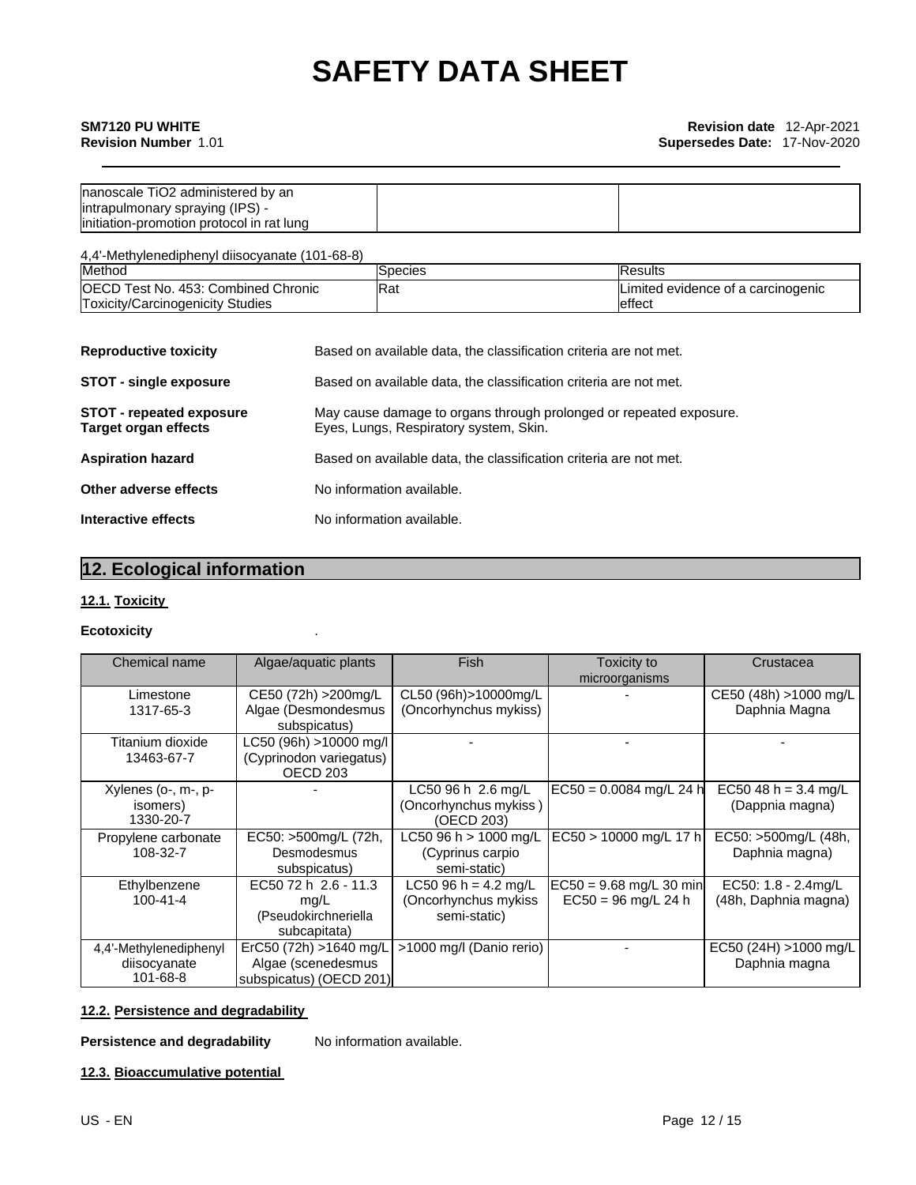| | | |
|---|---|---|
| nanoscale TiO2 administered by an intrapulmonary spraying (IPS) - initiation-promotion protocol in rat lung | | |

4,4'-Methylenediphenyl diisocyanate (101-68-8)

| Method | Species | Results |
|---|---|---|
| OECD Test No. 453: Combined Chronic Toxicity/Carcinogenicity Studies | Rat | Limited evidence of a carcinogenic effect |

**Reproductive toxicity** Based on available data, the classification criteria are not met.

**STOT - single exposure** Based on available data, the classification criteria are not met.

**STOT - repeated exposure** May cause damage to organs through prolonged or repeated exposure.
**Target organ effects** Eyes, Lungs, Respiratory system, Skin.

**Aspiration hazard** Based on available data, the classification criteria are not met.

**Other adverse effects** No information available.

**Interactive effects** No information available.

## 12. Ecological information

### 12.1. Toxicity

**Ecotoxicity** .

| Chemical name | Algae/aquatic plants | Fish | Toxicity to microorganisms | Crustacea |
|---|---|---|---|---|
| Limestone 1317-65-3 | CE50 (72h) >200mg/L Algae (Desmondesmus subspicatus) | CL50 (96h)>10000mg/L (Oncorhynchus mykiss) | - | CE50 (48h) >1000 mg/L Daphnia Magna |
| Titanium dioxide 13463-67-7 | LC50 (96h) >10000 mg/l (Cyprinodon variegatus) OECD 203 | - | - | - |
| Xylenes (o-, m-, p- isomers) 1330-20-7 | - | LC50 96 h 2.6 mg/L (Oncorhynchus mykiss ) (OECD 203) | EC50 = 0.0084 mg/L 24 h | EC50 48 h = 3.4 mg/L (Dappnia magna) |
| Propylene carbonate 108-32-7 | EC50: >500mg/L (72h, Desmodesmus subspicatus) | LC50 96 h > 1000 mg/L (Cyprinus carpio semi-static) | EC50 > 10000 mg/L 17 h | EC50: >500mg/L (48h, Daphnia magna) |
| Ethylbenzene 100-41-4 | EC50 72 h 2.6 - 11.3 mg/L (Pseudokirchneriella subcapitata) | LC50 96 h = 4.2 mg/L (Oncorhynchus mykiss semi-static) | EC50 = 9.68 mg/L 30 min EC50 = 96 mg/L 24 h | EC50: 1.8 - 2.4mg/L (48h, Daphnia magna) |
| 4,4'-Methylenediphenyl diisocyanate 101-68-8 | ErC50 (72h) >1640 mg/L Algae (scenedesmus subspicatus) (OECD 201) | >1000 mg/l (Danio rerio) | - | EC50 (24H) >1000 mg/L Daphnia magna |

### 12.2. Persistence and degradability

**Persistence and degradability** No information available.

### 12.3. Bioaccumulative potential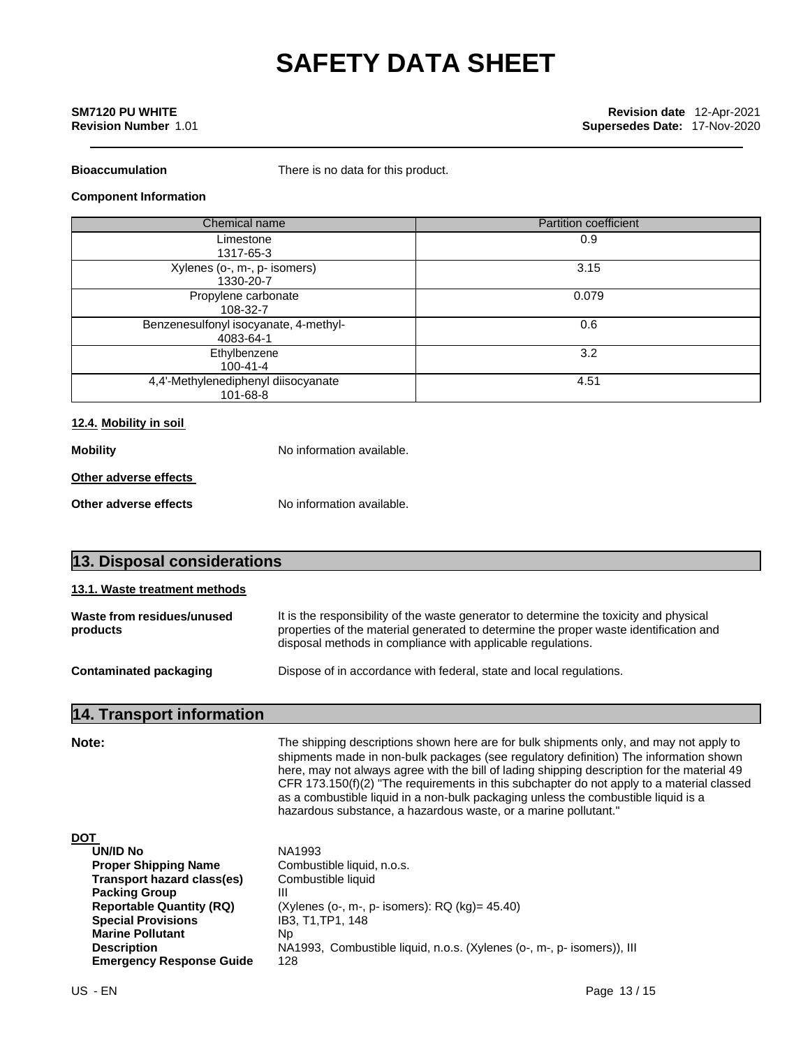**Bioaccumulation** There is no data for this product.

**Component Information**

| Chemical name | Partition coefficient |
|---|---|
| Limestone<br>1317-65-3 | 0.9 |
| Xylenes (o-, m-, p- isomers)<br>1330-20-7 | 3.15 |
| Propylene carbonate<br>108-32-7 | 0.079 |
| Benzenesulfonyl isocyanate, 4-methyl-<br>4083-64-1 | 0.6 |
| Ethylbenzene<br>100-41-4 | 3.2 |
| 4,4'-Methylenediphenyl diisocyanate<br>101-68-8 | 4.51 |

### 12.4. Mobility in soil

**Mobility** No information available.

**Other adverse effects**

**Other adverse effects** No information available.

## 13. Disposal considerations

### 13.1. Waste treatment methods

**Waste from residues/unused products** It is the responsibility of the waste generator to determine the toxicity and physical properties of the material generated to determine the proper waste identification and disposal methods in compliance with applicable regulations.

**Contaminated packaging** Dispose of in accordance with federal, state and local regulations.

## 14. Transport information

**Note:** The shipping descriptions shown here are for bulk shipments only, and may not apply to shipments made in non-bulk packages (see regulatory definition) The information shown here, may not always agree with the bill of lading shipping description for the material 49 CFR 173.150(f)(2) "The requirements in this subchapter do not apply to a material classed as a combustible liquid in a non-bulk packaging unless the combustible liquid is a hazardous substance, a hazardous waste, or a marine pollutant."

**DOT**

- **UN/ID No** NA1993
- **Proper Shipping Name** Combustible liquid, n.o.s.
- **Transport hazard class(es)** Combustible liquid
- **Packing Group** III
- **Reportable Quantity (RQ)** (Xylenes (o-, m-, p- isomers): RQ (kg)= 45.40)
- **Special Provisions** IB3, T1,TP1, 148
- **Marine Pollutant** Np
- **Description** NA1993, Combustible liquid, n.o.s. (Xylenes (o-, m-, p- isomers)), III
- **Emergency Response Guide** 128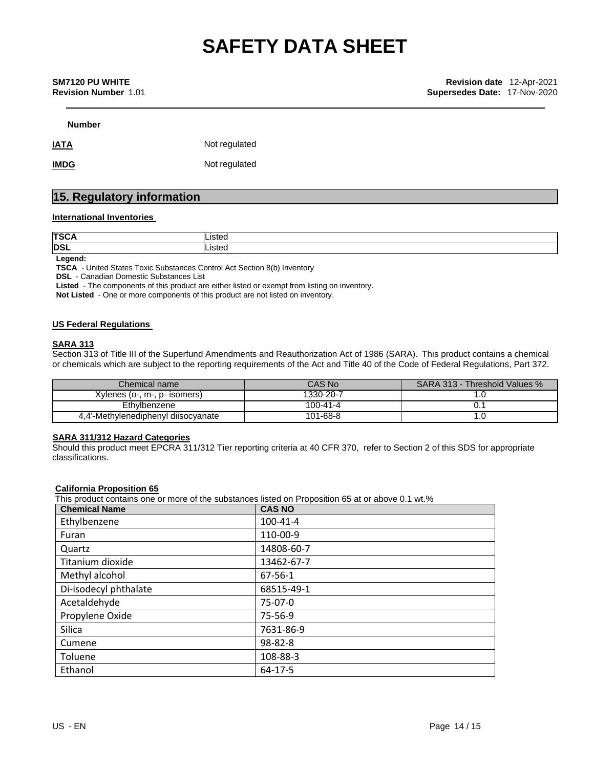**Number**

**IATA** Not regulated

**IMDG** Not regulated

## 15. Regulatory information

### International Inventories

| | |
|---|---|
| **TSCA** | Listed |
| **DSL** | Listed |

**Legend:**

**TSCA** - United States Toxic Substances Control Act Section 8(b) Inventory
**DSL** - Canadian Domestic Substances List
**Listed** - The components of this product are either listed or exempt from listing on inventory.
**Not Listed** - One or more components of this product are not listed on inventory.

### US Federal Regulations

**SARA 313**

Section 313 of Title III of the Superfund Amendments and Reauthorization Act of 1986 (SARA). This product contains a chemical or chemicals which are subject to the reporting requirements of the Act and Title 40 of the Code of Federal Regulations, Part 372.

| Chemical name | CAS No | SARA 313 - Threshold Values % |
|---|---|---|
| Xylenes (o-, m-, p- isomers) | 1330-20-7 | 1.0 |
| Ethylbenzene | 100-41-4 | 0.1 |
| 4,4'-Methylenediphenyl diisocyanate | 101-68-8 | 1.0 |

**SARA 311/312 Hazard Categories**

Should this product meet EPCRA 311/312 Tier reporting criteria at 40 CFR 370, refer to Section 2 of this SDS for appropriate classifications.

**California Proposition 65**

This product contains one or more of the substances listed on Proposition 65 at or above 0.1 wt.%

| Chemical Name | CAS NO |
|---|---|
| Ethylbenzene | 100-41-4 |
| Furan | 110-00-9 |
| Quartz | 14808-60-7 |
| Titanium dioxide | 13462-67-7 |
| Methyl alcohol | 67-56-1 |
| Di-isodecyl phthalate | 68515-49-1 |
| Acetaldehyde | 75-07-0 |
| Propylene Oxide | 75-56-9 |
| Silica | 7631-86-9 |
| Cumene | 98-82-8 |
| Toluene | 108-88-3 |
| Ethanol | 64-17-5 |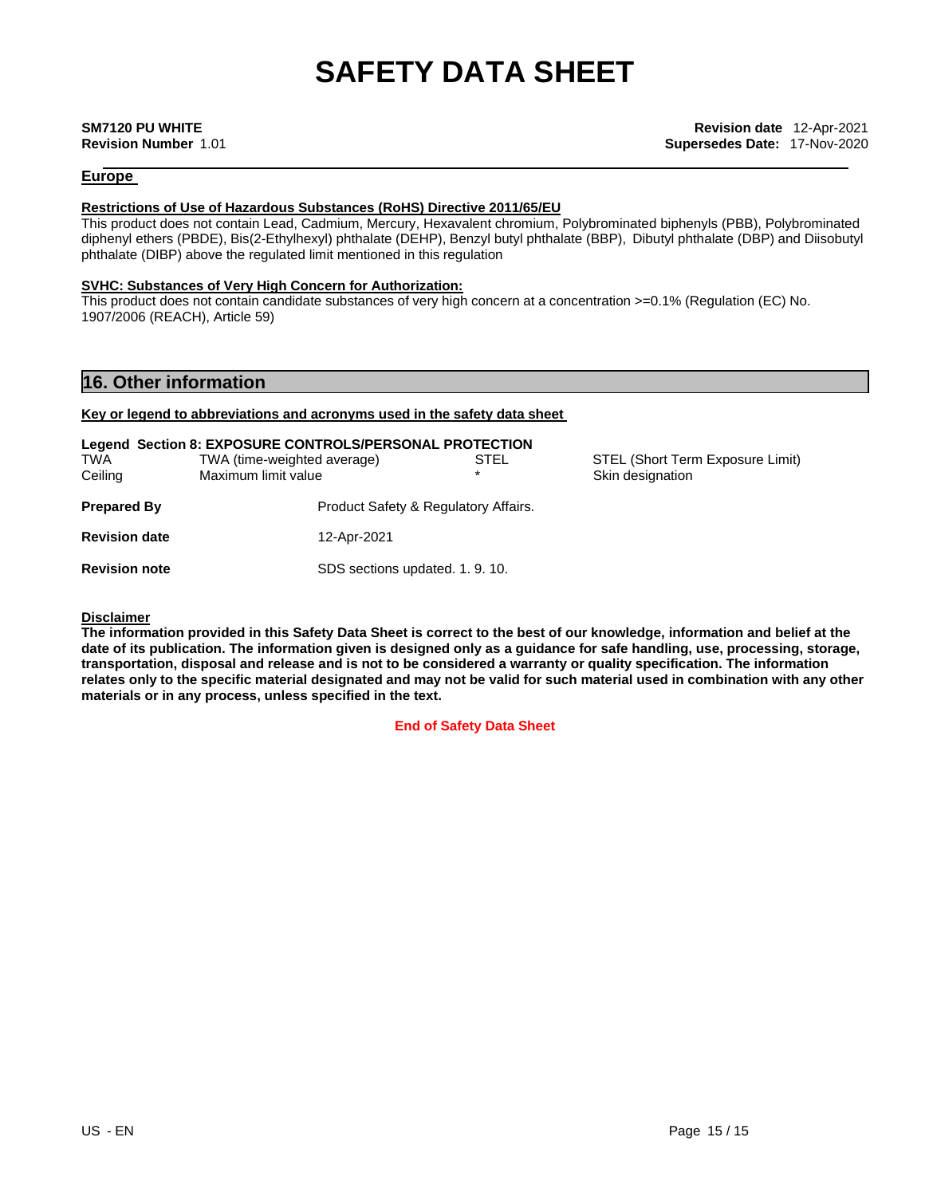# SAFETY DATA SHEET

**SM7120 PU WHITE**
**Revision Number** 1.01

**Revision date** 12-Apr-2021
**Supersedes Date:** 17-Nov-2020

**Europe**

**Restrictions of Use of Hazardous Substances (RoHS) Directive 2011/65/EU**

This product does not contain Lead, Cadmium, Mercury, Hexavalent chromium, Polybrominated biphenyls (PBB), Polybrominated diphenyl ethers (PBDE), Bis(2-Ethylhexyl) phthalate (DEHP), Benzyl butyl phthalate (BBP), Dibutyl phthalate (DBP) and Diisobutyl phthalate (DIBP) above the regulated limit mentioned in this regulation

**SVHC: Substances of Very High Concern for Authorization:**

This product does not contain candidate substances of very high concern at a concentration >=0.1% (Regulation (EC) No. 1907/2006 (REACH), Article 59)

## 16. Other information

**Key or legend to abbreviations and acronyms used in the safety data sheet**

**Legend Section 8: EXPOSURE CONTROLS/PERSONAL PROTECTION**

| | | | |
|---|---|---|---|
| TWA | TWA (time-weighted average) | STEL | STEL (Short Term Exposure Limit) |
| Ceiling | Maximum limit value | * | Skin designation |

**Prepared By** Product Safety & Regulatory Affairs.

**Revision date** 12-Apr-2021

**Revision note** SDS sections updated. 1. 9. 10.

**Disclaimer**

**The information provided in this Safety Data Sheet is correct to the best of our knowledge, information and belief at the date of its publication. The information given is designed only as a guidance for safe handling, use, processing, storage, transportation, disposal and release and is not to be considered a warranty or quality specification. The information relates only to the specific material designated and may not be valid for such material used in combination with any other materials or in any process, unless specified in the text.**

**End of Safety Data Sheet**

US - EN